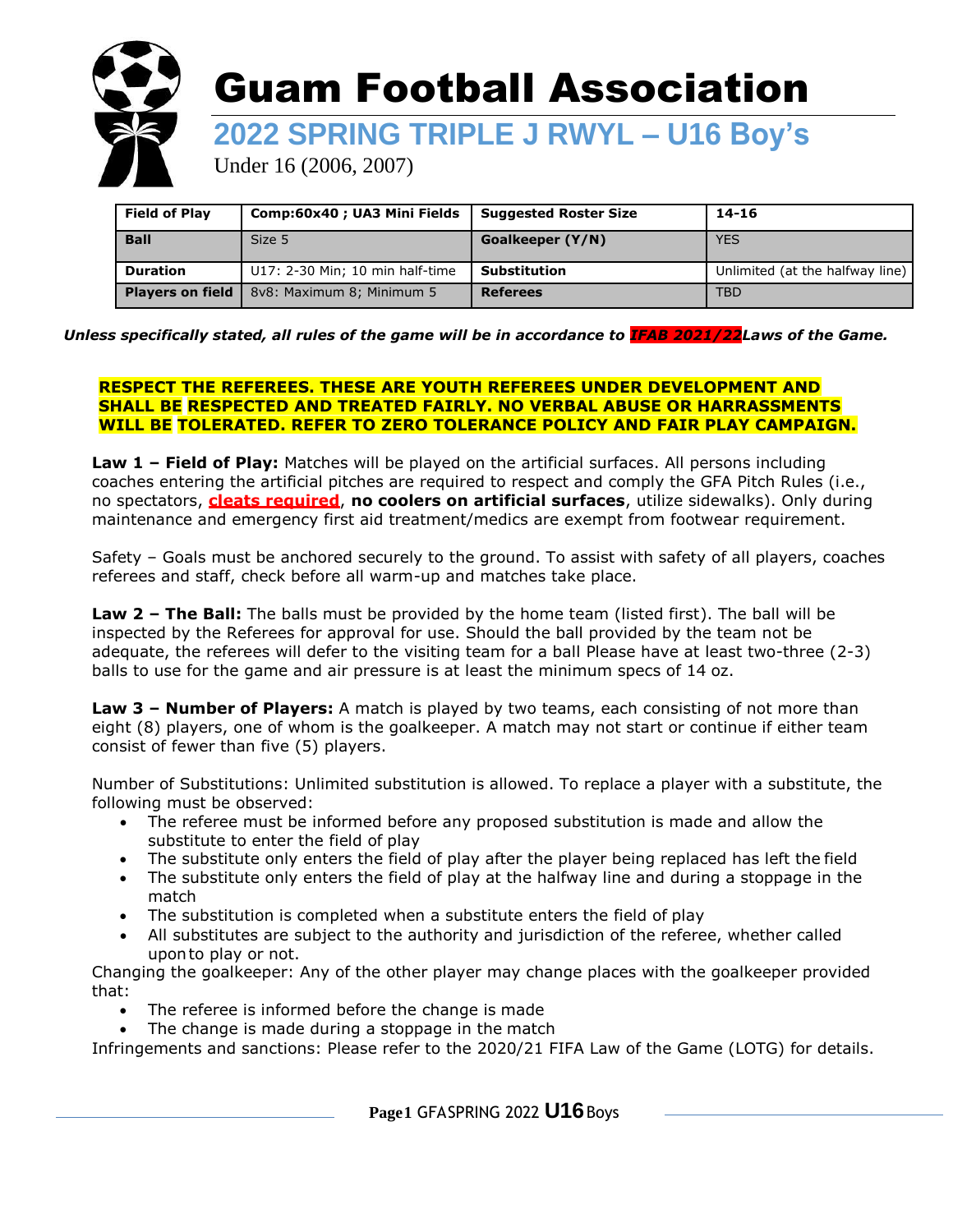# Guam Football Association

## 2022 SPRING TRIPLE J RWYL – U16 Boy's

Under 16 (2006, 2007)

| Field of Play | Comp:60x40 ; UA3 Mini Fields | Suggested Roster Size | 14-16 |
|---|---|---|---|
| Ball | Size 5 | Goalkeeper (Y/N) | YES |
| Duration | U17: 2-30 Min; 10 min half-time | Substitution | Unlimited (at the halfway line) |
| Players on field | 8v8: Maximum 8; Minimum 5 | Referees | TBD |

***Unless specifically stated, all rules of the game will be in accordance to IFAB 2021/22Laws of the Game.***

**RESPECT THE REFEREES. THESE ARE YOUTH REFEREES UNDER DEVELOPMENT AND SHALL BE RESPECTED AND TREATED FAIRLY. NO VERBAL ABUSE OR HARRASSMENTS WILL BE TOLERATED. REFER TO ZERO TOLERANCE POLICY AND FAIR PLAY CAMPAIGN.**

**Law 1 – Field of Play:** Matches will be played on the artificial surfaces. All persons including coaches entering the artificial pitches are required to respect and comply the GFA Pitch Rules (i.e., no spectators, **cleats required**, **no coolers on artificial surfaces**, utilize sidewalks). Only during maintenance and emergency first aid treatment/medics are exempt from footwear requirement.

Safety – Goals must be anchored securely to the ground. To assist with safety of all players, coaches referees and staff, check before all warm-up and matches take place.

**Law 2 – The Ball:** The balls must be provided by the home team (listed first). The ball will be inspected by the Referees for approval for use. Should the ball provided by the team not be adequate, the referees will defer to the visiting team for a ball Please have at least two-three (2-3) balls to use for the game and air pressure is at least the minimum specs of 14 oz.

**Law 3 – Number of Players:** A match is played by two teams, each consisting of not more than eight (8) players, one of whom is the goalkeeper. A match may not start or continue if either team consist of fewer than five (5) players.

Number of Substitutions: Unlimited substitution is allowed. To replace a player with a substitute, the following must be observed:

- The referee must be informed before any proposed substitution is made and allow the substitute to enter the field of play
- The substitute only enters the field of play after the player being replaced has left the field
- The substitute only enters the field of play at the halfway line and during a stoppage in the match
- The substitution is completed when a substitute enters the field of play
- All substitutes are subject to the authority and jurisdiction of the referee, whether called upon to play or not.

Changing the goalkeeper: Any of the other player may change places with the goalkeeper provided that:

- The referee is informed before the change is made
- The change is made during a stoppage in the match

Infringements and sanctions: Please refer to the 2020/21 FIFA Law of the Game (LOTG) for details.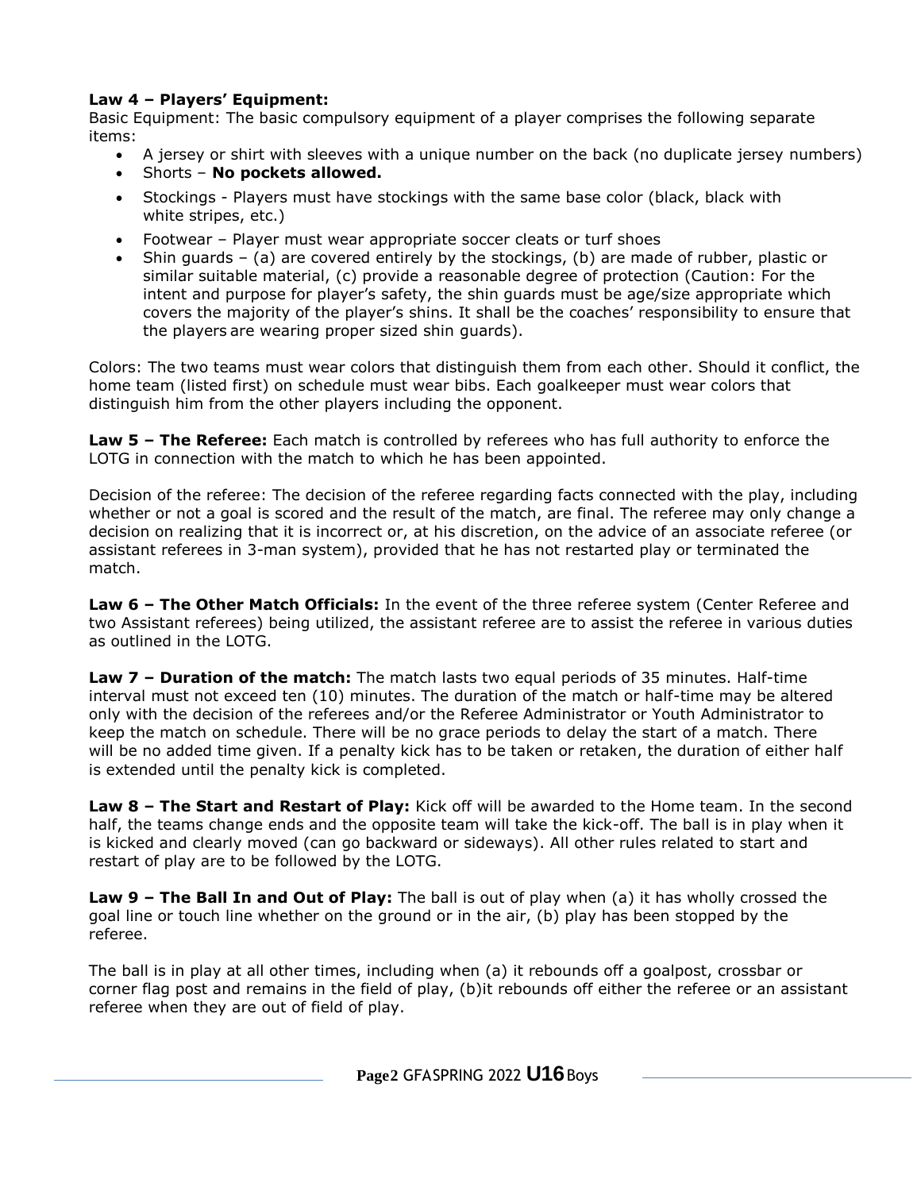**Law 4 – Players' Equipment:**
Basic Equipment: The basic compulsory equipment of a player comprises the following separate items:

- A jersey or shirt with sleeves with a unique number on the back (no duplicate jersey numbers)
- Shorts – **No pockets allowed.**
- Stockings - Players must have stockings with the same base color (black, black with white stripes, etc.)
- Footwear – Player must wear appropriate soccer cleats or turf shoes
- Shin guards – (a) are covered entirely by the stockings, (b) are made of rubber, plastic or similar suitable material, (c) provide a reasonable degree of protection (Caution: For the intent and purpose for player's safety, the shin guards must be age/size appropriate which covers the majority of the player's shins. It shall be the coaches' responsibility to ensure that the players are wearing proper sized shin guards).

Colors: The two teams must wear colors that distinguish them from each other. Should it conflict, the home team (listed first) on schedule must wear bibs. Each goalkeeper must wear colors that distinguish him from the other players including the opponent.

**Law 5 – The Referee:** Each match is controlled by referees who has full authority to enforce the LOTG in connection with the match to which he has been appointed.

Decision of the referee: The decision of the referee regarding facts connected with the play, including whether or not a goal is scored and the result of the match, are final. The referee may only change a decision on realizing that it is incorrect or, at his discretion, on the advice of an associate referee (or assistant referees in 3-man system), provided that he has not restarted play or terminated the match.

**Law 6 – The Other Match Officials:** In the event of the three referee system (Center Referee and two Assistant referees) being utilized, the assistant referee are to assist the referee in various duties as outlined in the LOTG.

**Law 7 – Duration of the match:** The match lasts two equal periods of 35 minutes. Half-time interval must not exceed ten (10) minutes. The duration of the match or half-time may be altered only with the decision of the referees and/or the Referee Administrator or Youth Administrator to keep the match on schedule. There will be no grace periods to delay the start of a match. There will be no added time given. If a penalty kick has to be taken or retaken, the duration of either half is extended until the penalty kick is completed.

**Law 8 – The Start and Restart of Play:** Kick off will be awarded to the Home team. In the second half, the teams change ends and the opposite team will take the kick-off. The ball is in play when it is kicked and clearly moved (can go backward or sideways). All other rules related to start and restart of play are to be followed by the LOTG.

**Law 9 – The Ball In and Out of Play:** The ball is out of play when (a) it has wholly crossed the goal line or touch line whether on the ground or in the air, (b) play has been stopped by the referee.

The ball is in play at all other times, including when (a) it rebounds off a goalpost, crossbar or corner flag post and remains in the field of play, (b)it rebounds off either the referee or an assistant referee when they are out of field of play.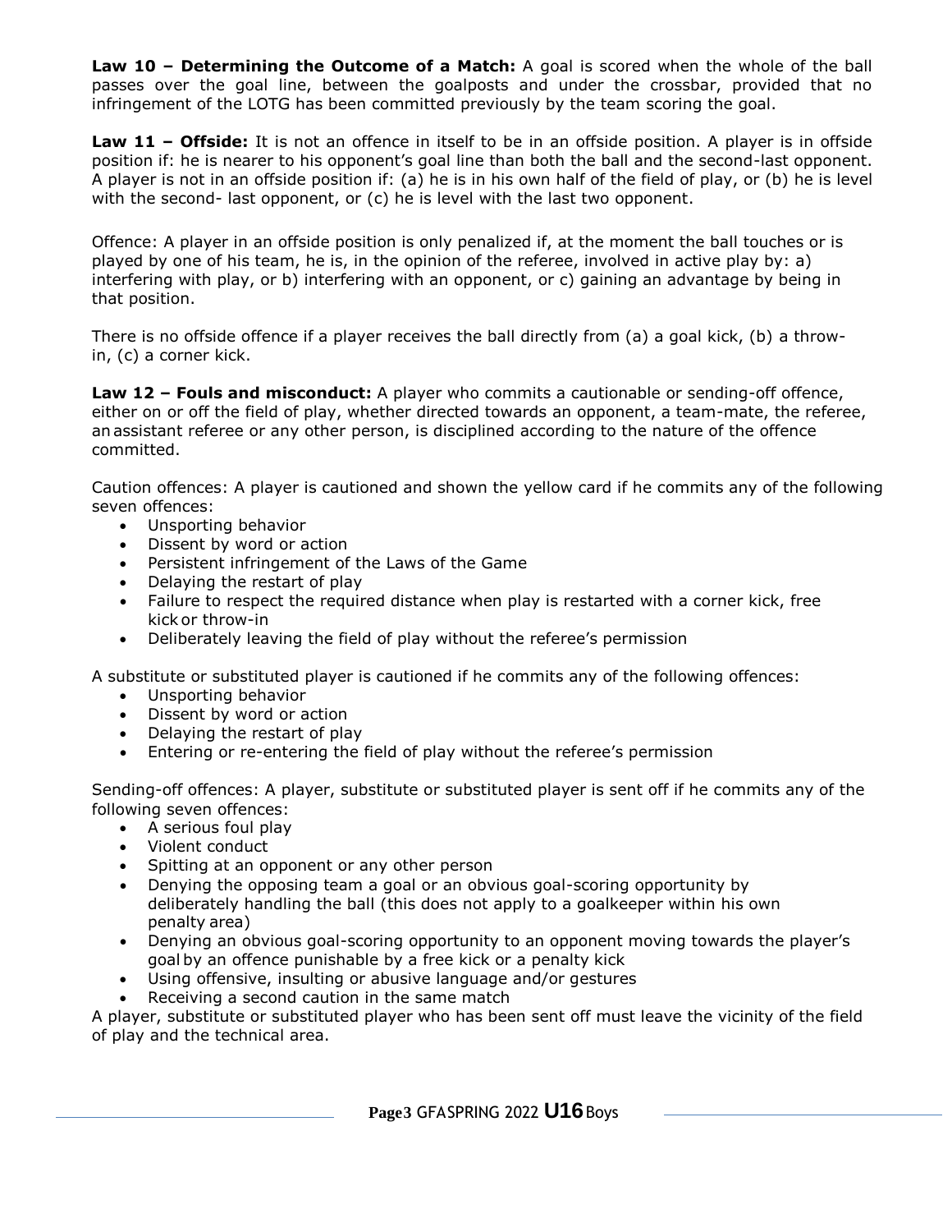**Law 10 – Determining the Outcome of a Match:** A goal is scored when the whole of the ball passes over the goal line, between the goalposts and under the crossbar, provided that no infringement of the LOTG has been committed previously by the team scoring the goal.

**Law 11 – Offside:** It is not an offence in itself to be in an offside position. A player is in offside position if: he is nearer to his opponent's goal line than both the ball and the second-last opponent. A player is not in an offside position if: (a) he is in his own half of the field of play, or (b) he is level with the second- last opponent, or (c) he is level with the last two opponent.

Offence: A player in an offside position is only penalized if, at the moment the ball touches or is played by one of his team, he is, in the opinion of the referee, involved in active play by: a) interfering with play, or b) interfering with an opponent, or c) gaining an advantage by being in that position.

There is no offside offence if a player receives the ball directly from (a) a goal kick, (b) a throw-in, (c) a corner kick.

**Law 12 – Fouls and misconduct:** A player who commits a cautionable or sending-off offence, either on or off the field of play, whether directed towards an opponent, a team-mate, the referee, an assistant referee or any other person, is disciplined according to the nature of the offence committed.

Caution offences: A player is cautioned and shown the yellow card if he commits any of the following seven offences:

- Unsporting behavior
- Dissent by word or action
- Persistent infringement of the Laws of the Game
- Delaying the restart of play
- Failure to respect the required distance when play is restarted with a corner kick, free kick or throw-in
- Deliberately leaving the field of play without the referee's permission

A substitute or substituted player is cautioned if he commits any of the following offences:

- Unsporting behavior
- Dissent by word or action
- Delaying the restart of play
- Entering or re-entering the field of play without the referee's permission

Sending-off offences: A player, substitute or substituted player is sent off if he commits any of the following seven offences:

- A serious foul play
- Violent conduct
- Spitting at an opponent or any other person
- Denying the opposing team a goal or an obvious goal-scoring opportunity by deliberately handling the ball (this does not apply to a goalkeeper within his own penalty area)
- Denying an obvious goal-scoring opportunity to an opponent moving towards the player's goal by an offence punishable by a free kick or a penalty kick
- Using offensive, insulting or abusive language and/or gestures
- Receiving a second caution in the same match

A player, substitute or substituted player who has been sent off must leave the vicinity of the field of play and the technical area.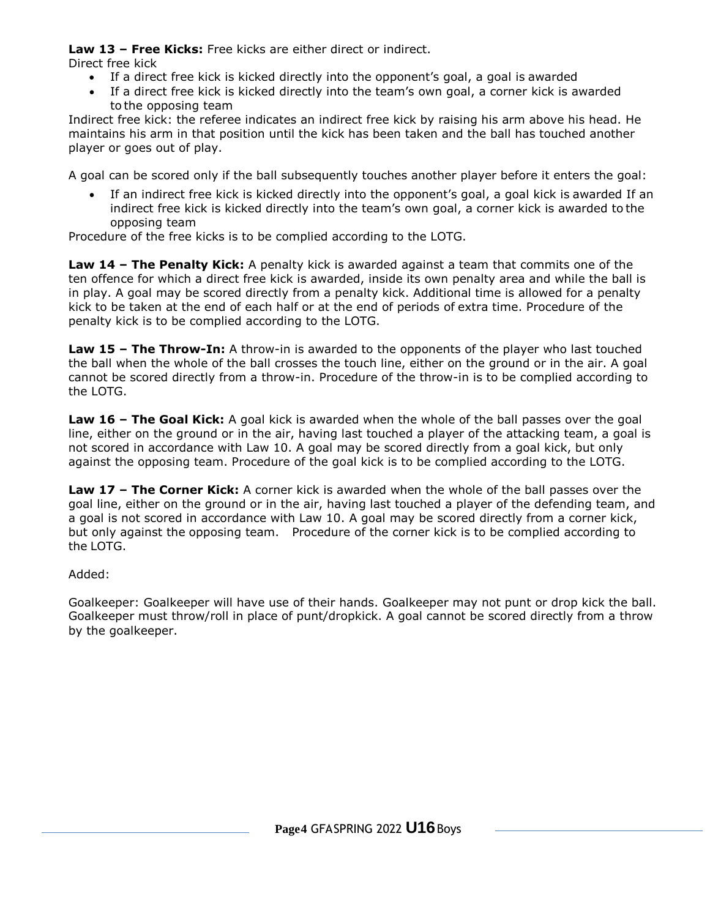**Law 13 – Free Kicks:** Free kicks are either direct or indirect.
Direct free kick

- If a direct free kick is kicked directly into the opponent's goal, a goal is awarded
- If a direct free kick is kicked directly into the team's own goal, a corner kick is awarded to the opposing team

Indirect free kick: the referee indicates an indirect free kick by raising his arm above his head. He maintains his arm in that position until the kick has been taken and the ball has touched another player or goes out of play.

A goal can be scored only if the ball subsequently touches another player before it enters the goal:

- If an indirect free kick is kicked directly into the opponent's goal, a goal kick is awarded If an indirect free kick is kicked directly into the team's own goal, a corner kick is awarded to the opposing team

Procedure of the free kicks is to be complied according to the LOTG.

**Law 14 – The Penalty Kick:** A penalty kick is awarded against a team that commits one of the ten offence for which a direct free kick is awarded, inside its own penalty area and while the ball is in play. A goal may be scored directly from a penalty kick. Additional time is allowed for a penalty kick to be taken at the end of each half or at the end of periods of extra time. Procedure of the penalty kick is to be complied according to the LOTG.

**Law 15 – The Throw-In:** A throw-in is awarded to the opponents of the player who last touched the ball when the whole of the ball crosses the touch line, either on the ground or in the air. A goal cannot be scored directly from a throw-in. Procedure of the throw-in is to be complied according to the LOTG.

**Law 16 – The Goal Kick:** A goal kick is awarded when the whole of the ball passes over the goal line, either on the ground or in the air, having last touched a player of the attacking team, a goal is not scored in accordance with Law 10. A goal may be scored directly from a goal kick, but only against the opposing team. Procedure of the goal kick is to be complied according to the LOTG.

**Law 17 – The Corner Kick:** A corner kick is awarded when the whole of the ball passes over the goal line, either on the ground or in the air, having last touched a player of the defending team, and a goal is not scored in accordance with Law 10. A goal may be scored directly from a corner kick, but only against the opposing team. Procedure of the corner kick is to be complied according to the LOTG.

Added:

Goalkeeper: Goalkeeper will have use of their hands. Goalkeeper may not punt or drop kick the ball. Goalkeeper must throw/roll in place of punt/dropkick. A goal cannot be scored directly from a throw by the goalkeeper.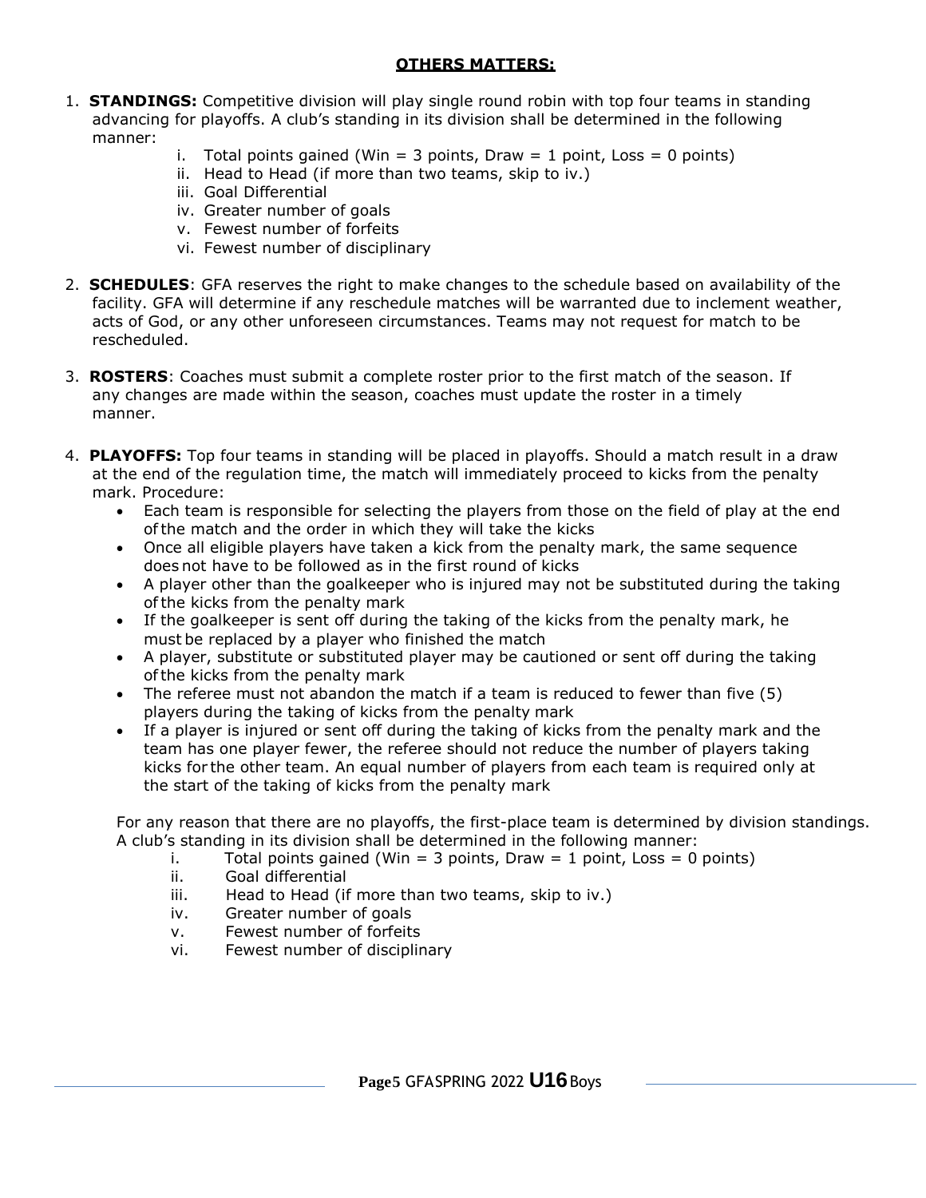## OTHERS MATTERS:

1. **STANDINGS:** Competitive division will play single round robin with top four teams in standing advancing for playoffs. A club's standing in its division shall be determined in the following manner:
    - i. Total points gained (Win = 3 points, Draw = 1 point, Loss = 0 points)
    - ii. Head to Head (if more than two teams, skip to iv.)
    - iii. Goal Differential
    - iv. Greater number of goals
    - v. Fewest number of forfeits
    - vi. Fewest number of disciplinary

2. **SCHEDULES**: GFA reserves the right to make changes to the schedule based on availability of the facility. GFA will determine if any reschedule matches will be warranted due to inclement weather, acts of God, or any other unforeseen circumstances. Teams may not request for match to be rescheduled.

3. **ROSTERS**: Coaches must submit a complete roster prior to the first match of the season. If any changes are made within the season, coaches must update the roster in a timely manner.

4. **PLAYOFFS:** Top four teams in standing will be placed in playoffs. Should a match result in a draw at the end of the regulation time, the match will immediately proceed to kicks from the penalty mark. Procedure:
    - Each team is responsible for selecting the players from those on the field of play at the end of the match and the order in which they will take the kicks
    - Once all eligible players have taken a kick from the penalty mark, the same sequence does not have to be followed as in the first round of kicks
    - A player other than the goalkeeper who is injured may not be substituted during the taking of the kicks from the penalty mark
    - If the goalkeeper is sent off during the taking of the kicks from the penalty mark, he must be replaced by a player who finished the match
    - A player, substitute or substituted player may be cautioned or sent off during the taking of the kicks from the penalty mark
    - The referee must not abandon the match if a team is reduced to fewer than five (5) players during the taking of kicks from the penalty mark
    - If a player is injured or sent off during the taking of kicks from the penalty mark and the team has one player fewer, the referee should not reduce the number of players taking kicks for the other team. An equal number of players from each team is required only at the start of the taking of kicks from the penalty mark

    For any reason that there are no playoffs, the first-place team is determined by division standings. A club's standing in its division shall be determined in the following manner:
    - i. Total points gained (Win = 3 points, Draw = 1 point, Loss = 0 points)
    - ii. Goal differential
    - iii. Head to Head (if more than two teams, skip to iv.)
    - iv. Greater number of goals
    - v. Fewest number of forfeits
    - vi. Fewest number of disciplinary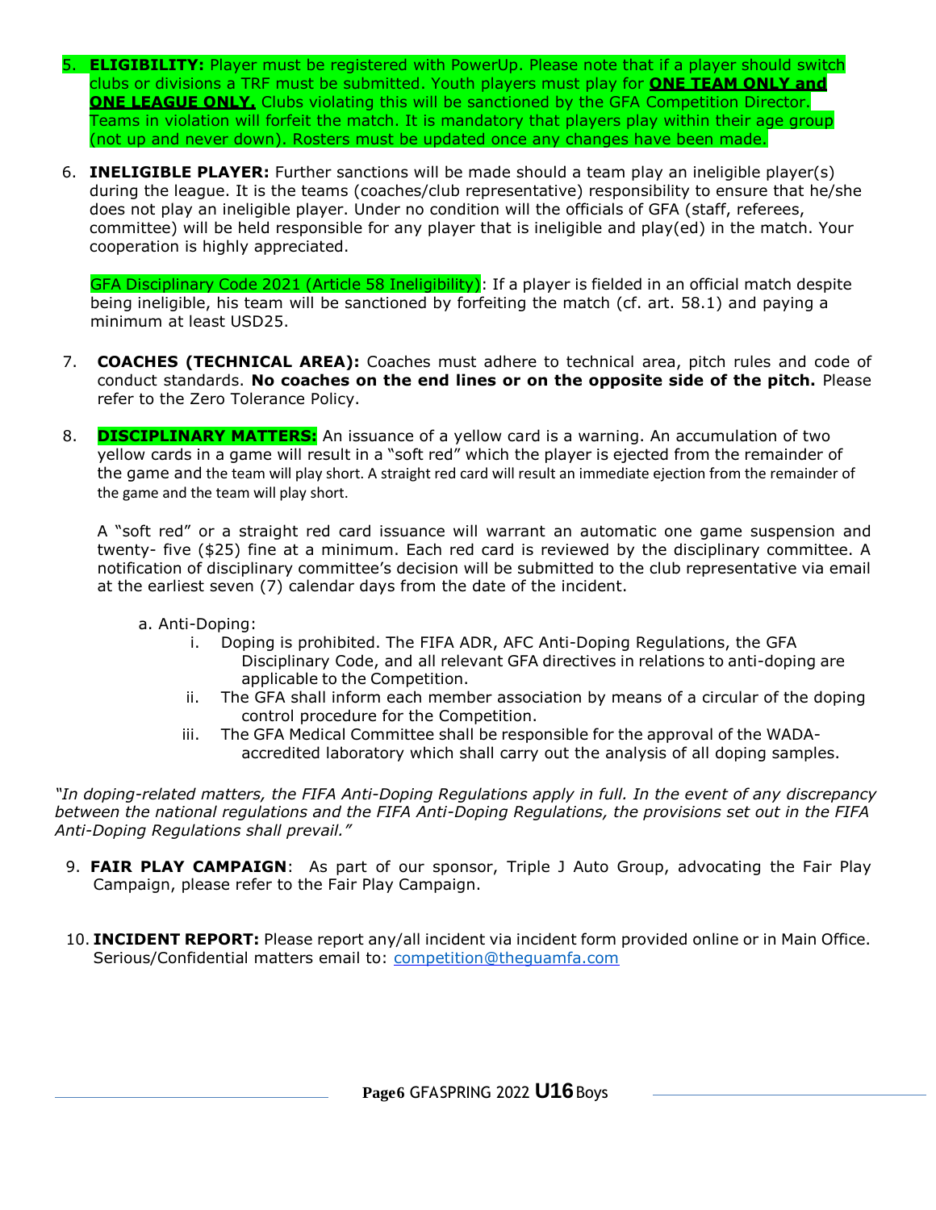5. **ELIGIBILITY:** Player must be registered with PowerUp. Please note that if a player should switch clubs or divisions a TRF must be submitted. Youth players must play for **ONE TEAM ONLY and ONE LEAGUE ONLY.** Clubs violating this will be sanctioned by the GFA Competition Director. Teams in violation will forfeit the match. It is mandatory that players play within their age group (not up and never down). Rosters must be updated once any changes have been made.

6. **INELIGIBLE PLAYER:** Further sanctions will be made should a team play an ineligible player(s) during the league. It is the teams (coaches/club representative) responsibility to ensure that he/she does not play an ineligible player. Under no condition will the officials of GFA (staff, referees, committee) will be held responsible for any player that is ineligible and play(ed) in the match. Your cooperation is highly appreciated.

   GFA Disciplinary Code 2021 (Article 58 Ineligibility): If a player is fielded in an official match despite being ineligible, his team will be sanctioned by forfeiting the match (cf. art. 58.1) and paying a minimum at least USD25.

7. **COACHES (TECHNICAL AREA):** Coaches must adhere to technical area, pitch rules and code of conduct standards. **No coaches on the end lines or on the opposite side of the pitch.** Please refer to the Zero Tolerance Policy.

8. **DISCIPLINARY MATTERS:** An issuance of a yellow card is a warning. An accumulation of two yellow cards in a game will result in a "soft red" which the player is ejected from the remainder of the game and the team will play short. A straight red card will result an immediate ejection from the remainder of the game and the team will play short.

   A "soft red" or a straight red card issuance will warrant an automatic one game suspension and twenty- five ($25) fine at a minimum. Each red card is reviewed by the disciplinary committee. A notification of disciplinary committee's decision will be submitted to the club representative via email at the earliest seven (7) calendar days from the date of the incident.

   a. Anti-Doping:
      i. Doping is prohibited. The FIFA ADR, AFC Anti-Doping Regulations, the GFA Disciplinary Code, and all relevant GFA directives in relations to anti-doping are applicable to the Competition.
      ii. The GFA shall inform each member association by means of a circular of the doping control procedure for the Competition.
      iii. The GFA Medical Committee shall be responsible for the approval of the WADA-accredited laboratory which shall carry out the analysis of all doping samples.

*"In doping-related matters, the FIFA Anti-Doping Regulations apply in full. In the event of any discrepancy between the national regulations and the FIFA Anti-Doping Regulations, the provisions set out in the FIFA Anti-Doping Regulations shall prevail."*

9. **FAIR PLAY CAMPAIGN**: As part of our sponsor, Triple J Auto Group, advocating the Fair Play Campaign, please refer to the Fair Play Campaign.

10. **INCIDENT REPORT:** Please report any/all incident via incident form provided online or in Main Office. Serious/Confidential matters email to: competition@theguamfa.com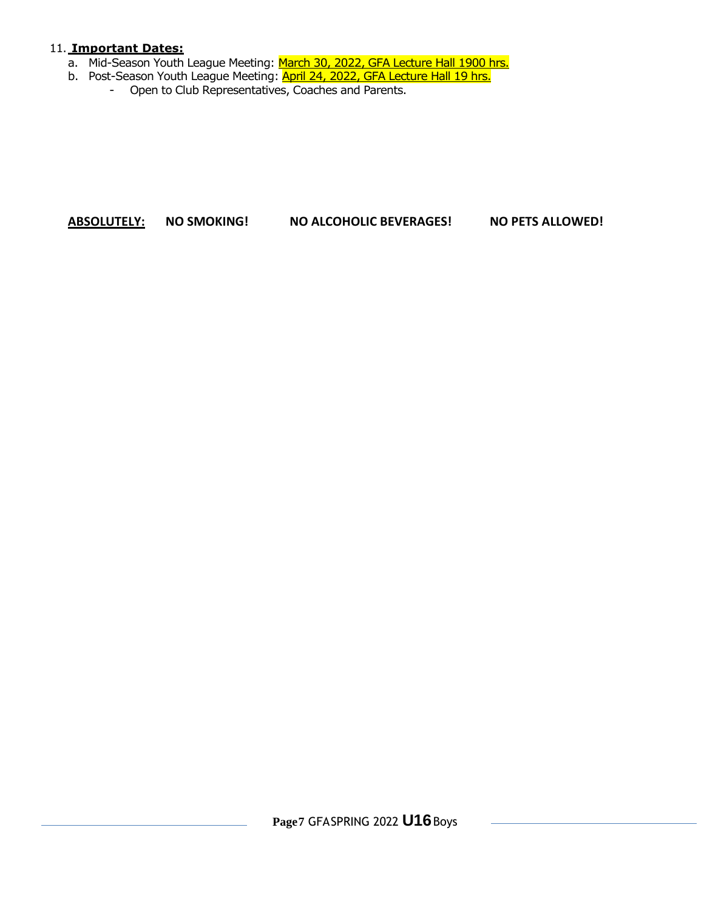11. **Important Dates:**
   a. Mid-Season Youth League Meeting: March 30, 2022, GFA Lecture Hall 1900 hrs.
   b. Post-Season Youth League Meeting: April 24, 2022, GFA Lecture Hall 19 hrs.
      - Open to Club Representatives, Coaches and Parents.

**ABSOLUTELY:** **NO SMOKING!** **NO ALCOHOLIC BEVERAGES!** **NO PETS ALLOWED!**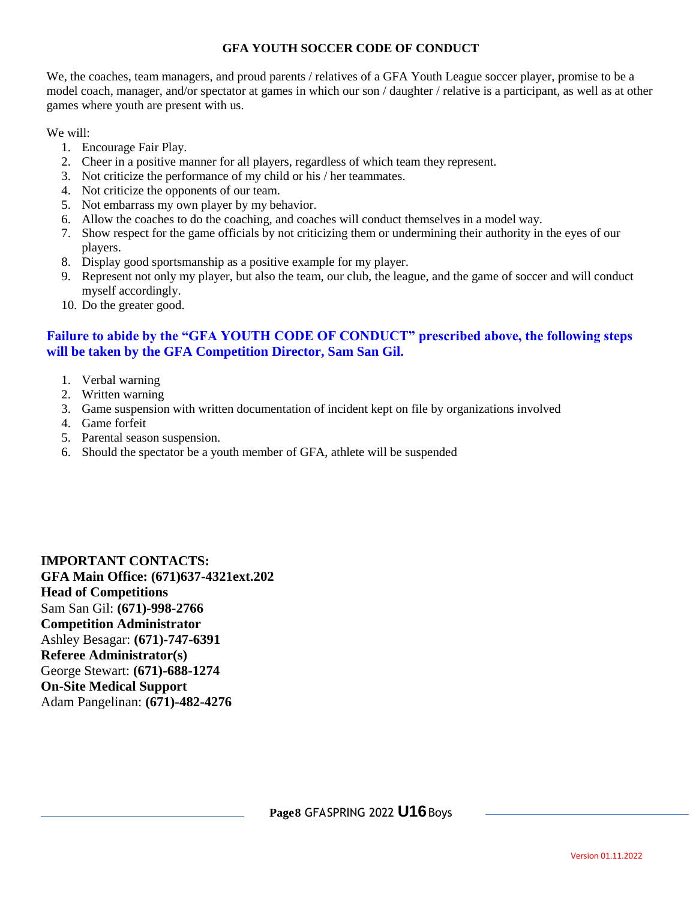# GFA YOUTH SOCCER CODE OF CONDUCT

We, the coaches, team managers, and proud parents / relatives of a GFA Youth League soccer player, promise to be a model coach, manager, and/or spectator at games in which our son / daughter / relative is a participant, as well as at other games where youth are present with us.

We will:

1. Encourage Fair Play.
2. Cheer in a positive manner for all players, regardless of which team they represent.
3. Not criticize the performance of my child or his / her teammates.
4. Not criticize the opponents of our team.
5. Not embarrass my own player by my behavior.
6. Allow the coaches to do the coaching, and coaches will conduct themselves in a model way.
7. Show respect for the game officials by not criticizing them or undermining their authority in the eyes of our players.
8. Display good sportsmanship as a positive example for my player.
9. Represent not only my player, but also the team, our club, the league, and the game of soccer and will conduct myself accordingly.
10. Do the greater good.

**Failure to abide by the "GFA YOUTH CODE OF CONDUCT" prescribed above, the following steps will be taken by the GFA Competition Director, Sam San Gil.**

1. Verbal warning
2. Written warning
3. Game suspension with written documentation of incident kept on file by organizations involved
4. Game forfeit
5. Parental season suspension.
6. Should the spectator be a youth member of GFA, athlete will be suspended

**IMPORTANT CONTACTS:**
**GFA Main Office: (671)637-4321ext.202**
**Head of Competitions**
Sam San Gil: **(671)-998-2766**
**Competition Administrator**
Ashley Besagar: **(671)-747-6391**
**Referee Administrator(s)**
George Stewart: **(671)-688-1274**
**On-Site Medical Support**
Adam Pangelinan: **(671)-482-4276**

Version 01.11.2022